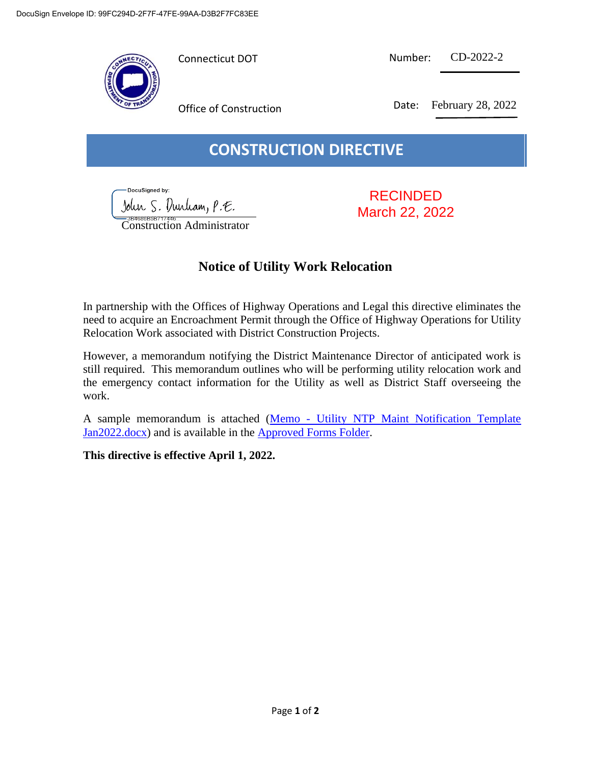DocuSign Envelope ID: 99FC294D-2F7F-47FE-99AA-D3B2F7FC83EE

Connecticut DOT

Office of Construction

Number: CD-2022-2

Date: February 28, 2022

# CONSTRUCTION DIRECTIVE

DocuSigned by:
John S. Dunham, P.E.
3B4686B5B717446
Construction Administrator

RECINDED
March 22, 2022

## Notice of Utility Work Relocation

In partnership with the Offices of Highway Operations and Legal this directive eliminates the need to acquire an Encroachment Permit through the Office of Highway Operations for Utility Relocation Work associated with District Construction Projects.

However, a memorandum notifying the District Maintenance Director of anticipated work is still required. This memorandum outlines who will be performing utility relocation work and the emergency contact information for the Utility as well as District Staff overseeing the work.

A sample memorandum is attached (Memo - Utility NTP Maint Notification Template Jan2022.docx) and is available in the Approved Forms Folder.

**This directive is effective April 1, 2022.**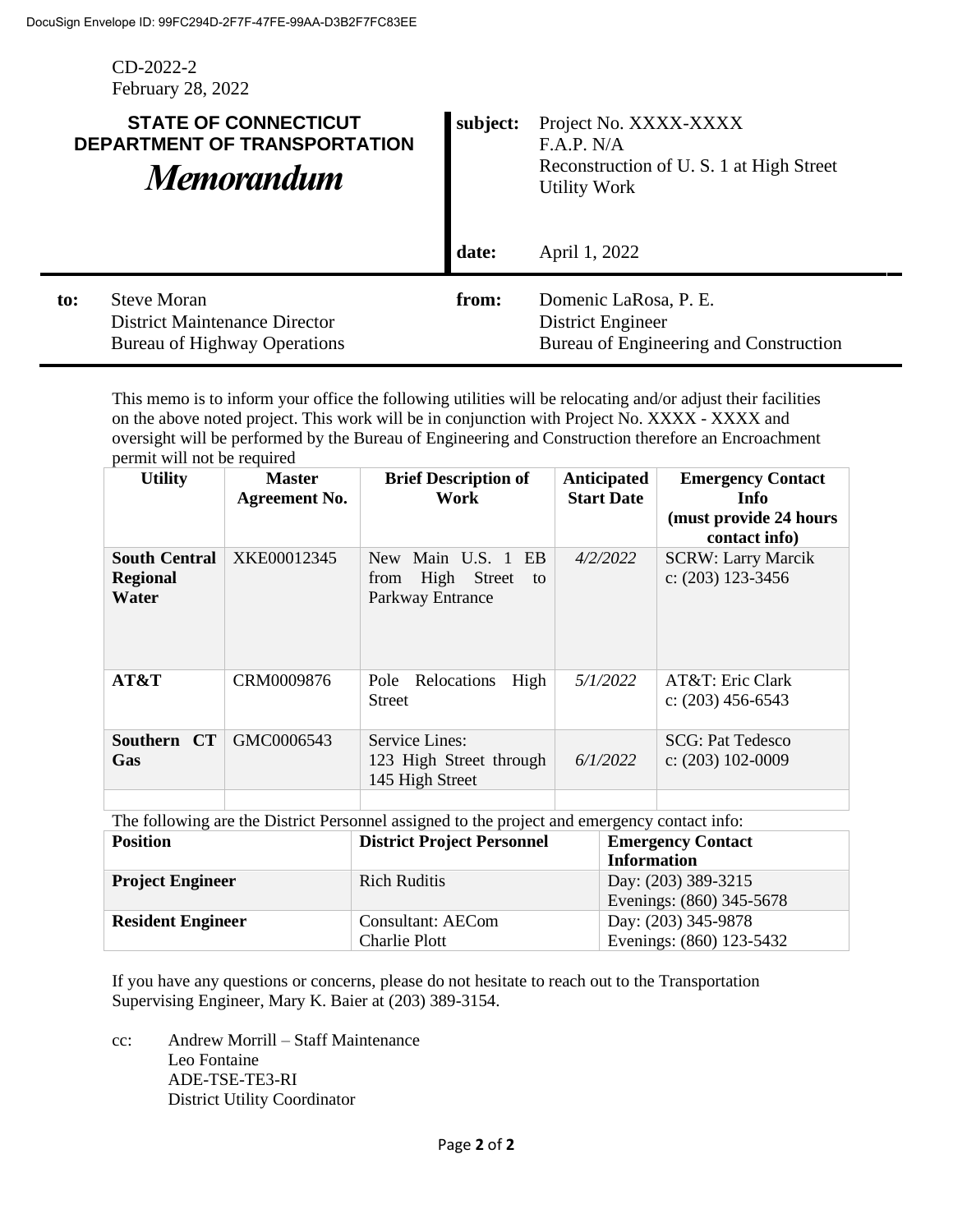DocuSign Envelope ID: 99FC294D-2F7F-47FE-99AA-D3B2F7FC83EE

CD-2022-2
February 28, 2022

**STATE OF CONNECTICUT**
**DEPARTMENT OF TRANSPORTATION**

# *Memorandum*

**subject:** Project No. XXXX-XXXX
F.A.P. N/A
Reconstruction of U. S. 1 at High Street
Utility Work

**date:** April 1, 2022

**to:** Steve Moran
District Maintenance Director
Bureau of Highway Operations

**from:** Domenic LaRosa, P. E.
District Engineer
Bureau of Engineering and Construction

This memo is to inform your office the following utilities will be relocating and/or adjust their facilities on the above noted project. This work will be in conjunction with Project No. XXXX - XXXX and oversight will be performed by the Bureau of Engineering and Construction therefore an Encroachment permit will not be required

| Utility | Master Agreement No. | Brief Description of Work | Anticipated Start Date | Emergency Contact Info (must provide 24 hours contact info) |
|---|---|---|---|---|
| **South Central Regional Water** | XKE00012345 | New Main U.S. 1 EB from High Street to Parkway Entrance | *4/2/2022* | SCRW: Larry Marcik c: (203) 123-3456 |
| **AT&T** | CRM0009876 | Pole Relocations High Street | *5/1/2022* | AT&T: Eric Clark c: (203) 456-6543 |
| **Southern CT Gas** | GMC0006543 | Service Lines: 123 High Street through 145 High Street | *6/1/2022* | SCG: Pat Tedesco c: (203) 102-0009 |
| | | | | |

The following are the District Personnel assigned to the project and emergency contact info:

| Position | District Project Personnel | Emergency Contact Information |
|---|---|---|
| **Project Engineer** | Rich Ruditis | Day: (203) 389-3215 Evenings: (860) 345-5678 |
| **Resident Engineer** | Consultant: AECom Charlie Plott | Day: (203) 345-9878 Evenings: (860) 123-5432 |

If you have any questions or concerns, please do not hesitate to reach out to the Transportation Supervising Engineer, Mary K. Baier at (203) 389-3154.

cc: Andrew Morrill – Staff Maintenance
Leo Fontaine
ADE-TSE-TE3-RI
District Utility Coordinator